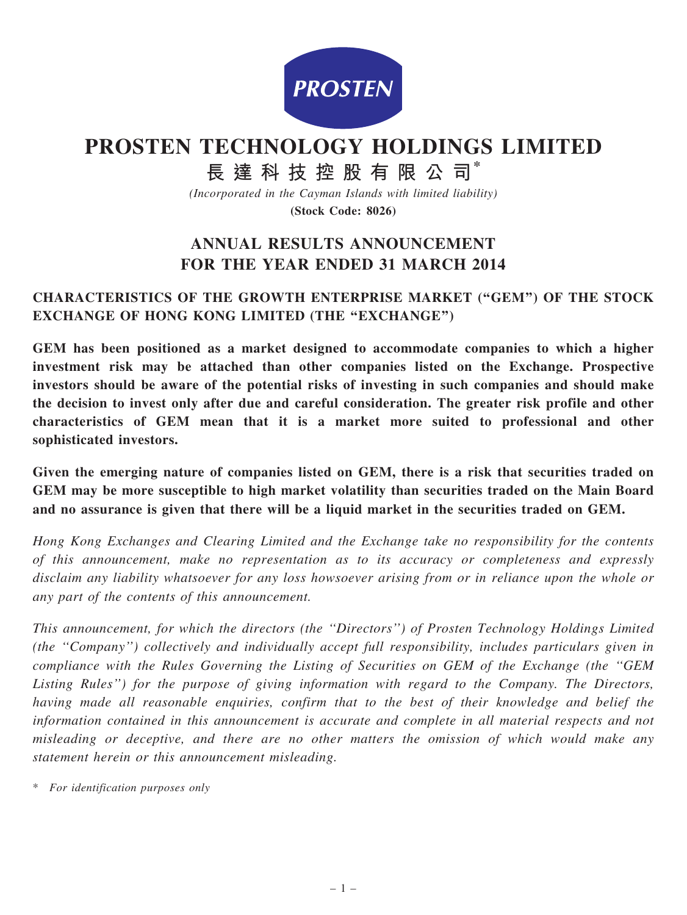# PROSTEN TECHNOLOGY HOLDINGS LIMITED

## 長達科技控股有限公司*

*(Incorporated in the Cayman Islands with limited liability)*

**(Stock Code: 8026)**

## ANNUAL RESULTS ANNOUNCEMENT FOR THE YEAR ENDED 31 MARCH 2014

### CHARACTERISTICS OF THE GROWTH ENTERPRISE MARKET ("GEM") OF THE STOCK EXCHANGE OF HONG KONG LIMITED (THE "EXCHANGE")

**GEM has been positioned as a market designed to accommodate companies to which a higher investment risk may be attached than other companies listed on the Exchange. Prospective investors should be aware of the potential risks of investing in such companies and should make the decision to invest only after due and careful consideration. The greater risk profile and other characteristics of GEM mean that it is a market more suited to professional and other sophisticated investors.**

**Given the emerging nature of companies listed on GEM, there is a risk that securities traded on GEM may be more susceptible to high market volatility than securities traded on the Main Board and no assurance is given that there will be a liquid market in the securities traded on GEM.**

*Hong Kong Exchanges and Clearing Limited and the Exchange take no responsibility for the contents of this announcement, make no representation as to its accuracy or completeness and expressly disclaim any liability whatsoever for any loss howsoever arising from or in reliance upon the whole or any part of the contents of this announcement.*

*This announcement, for which the directors (the "Directors") of Prosten Technology Holdings Limited (the "Company") collectively and individually accept full responsibility, includes particulars given in compliance with the Rules Governing the Listing of Securities on GEM of the Exchange (the "GEM Listing Rules") for the purpose of giving information with regard to the Company. The Directors, having made all reasonable enquiries, confirm that to the best of their knowledge and belief the information contained in this announcement is accurate and complete in all material respects and not misleading or deceptive, and there are no other matters the omission of which would make any statement herein or this announcement misleading.*

\* *For identification purposes only*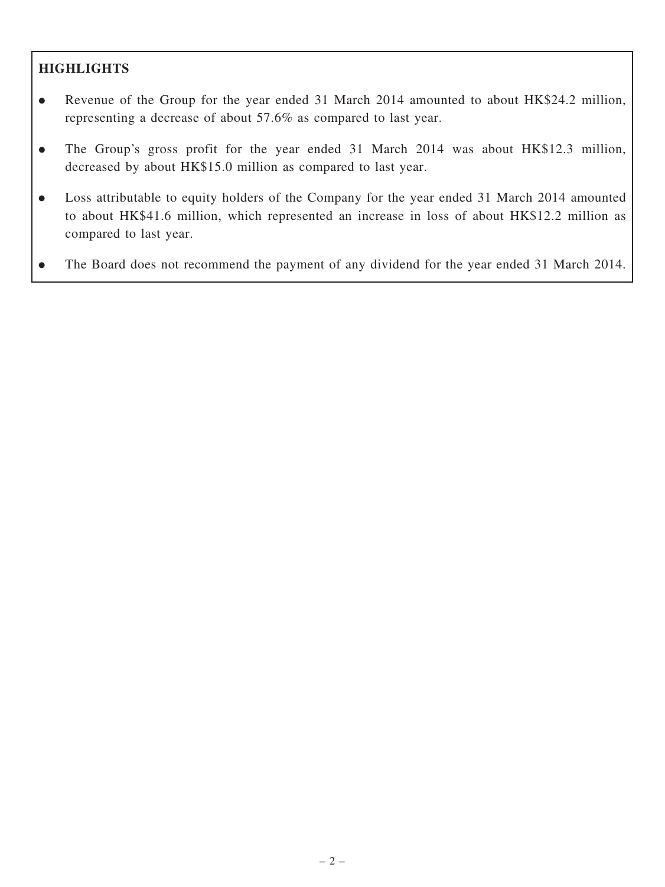## HIGHLIGHTS

- Revenue of the Group for the year ended 31 March 2014 amounted to about HK$24.2 million, representing a decrease of about 57.6% as compared to last year.
- The Group's gross profit for the year ended 31 March 2014 was about HK$12.3 million, decreased by about HK$15.0 million as compared to last year.
- Loss attributable to equity holders of the Company for the year ended 31 March 2014 amounted to about HK$41.6 million, which represented an increase in loss of about HK$12.2 million as compared to last year.
- The Board does not recommend the payment of any dividend for the year ended 31 March 2014.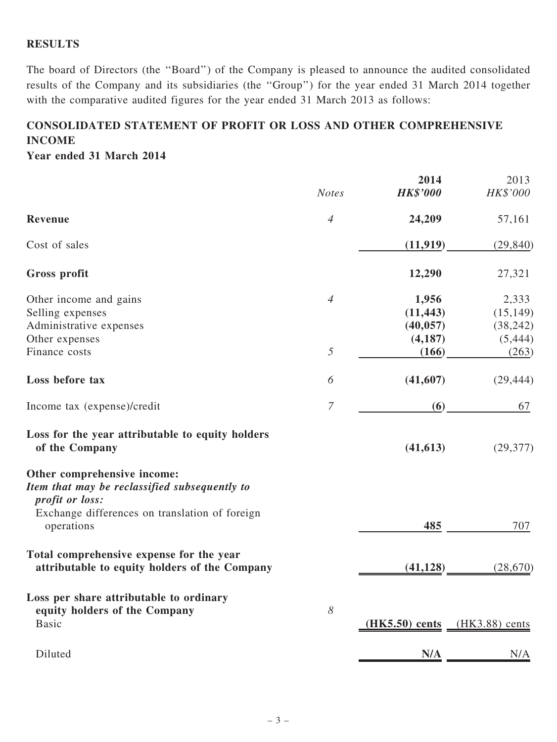## RESULTS

The board of Directors (the "Board") of the Company is pleased to announce the audited consolidated results of the Company and its subsidiaries (the "Group") for the year ended 31 March 2014 together with the comparative audited figures for the year ended 31 March 2013 as follows:

## CONSOLIDATED STATEMENT OF PROFIT OR LOSS AND OTHER COMPREHENSIVE INCOME

**Year ended 31 March 2014**

| | *Notes* | **2014** *HK$'000* | 2013 *HK$'000* |
|---|---|---|---|
| **Revenue** | *4* | **24,209** | 57,161 |
| Cost of sales | | **(11,919)** | (29,840) |
| **Gross profit** | | **12,290** | 27,321 |
| Other income and gains | *4* | **1,956** | 2,333 |
| Selling expenses | | **(11,443)** | (15,149) |
| Administrative expenses | | **(40,057)** | (38,242) |
| Other expenses | | **(4,187)** | (5,444) |
| Finance costs | *5* | **(166)** | (263) |
| **Loss before tax** | *6* | **(41,607)** | (29,444) |
| Income tax (expense)/credit | *7* | **(6)** | 67 |
| **Loss for the year attributable to equity holders of the Company** | | **(41,613)** | (29,377) |
| **Other comprehensive income:** | | | |
| ***Item that may be reclassified subsequently to profit or loss:*** | | | |
| Exchange differences on translation of foreign operations | | **485** | 707 |
| **Total comprehensive expense for the year attributable to equity holders of the Company** | | **(41,128)** | (28,670) |
| **Loss per share attributable to ordinary equity holders of the Company** | *8* | | |
| Basic | | **(HK5.50) cents** | (HK3.88) cents |
| Diluted | | **N/A** | N/A |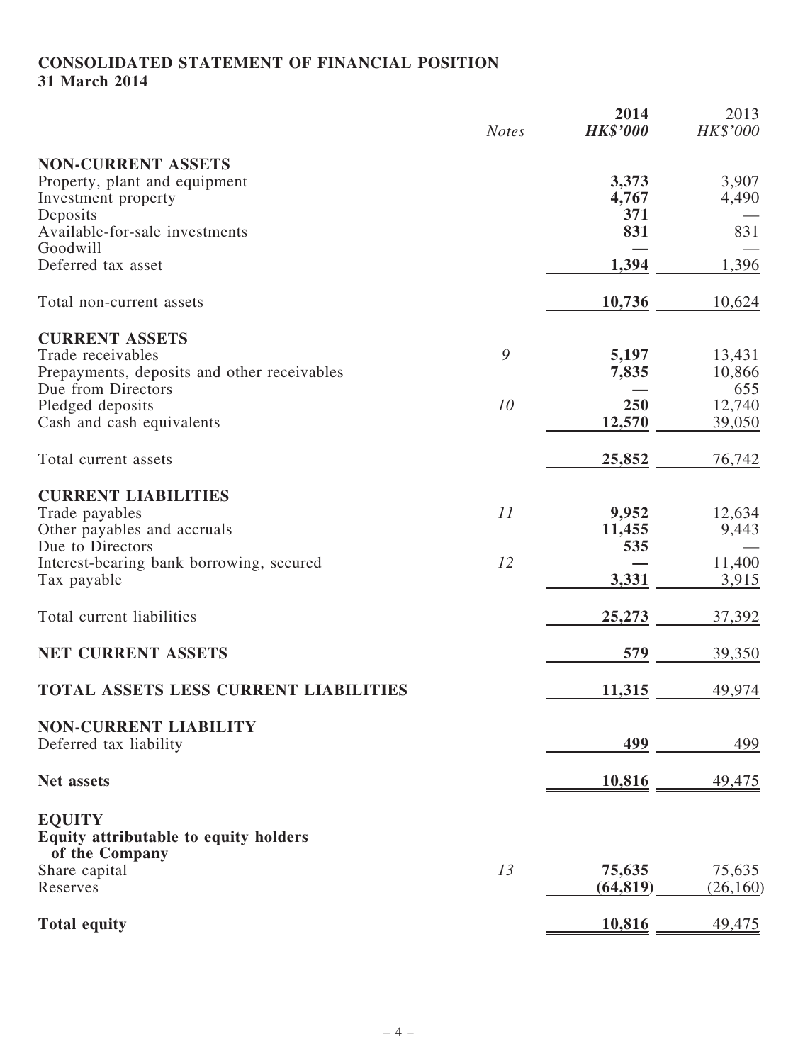# CONSOLIDATED STATEMENT OF FINANCIAL POSITION
## 31 March 2014

| | *Notes* | **2014** **HK$'000** | 2013 HK$'000 |
|---|---|---|---|
| **NON-CURRENT ASSETS** | | | |
| Property, plant and equipment | | **3,373** | 3,907 |
| Investment property | | **4,767** | 4,490 |
| Deposits | | **371** | — |
| Available-for-sale investments | | **831** | 831 |
| Goodwill | | **—** | — |
| Deferred tax asset | | **1,394** | 1,396 |
| Total non-current assets | | **10,736** | 10,624 |
| **CURRENT ASSETS** | | | |
| Trade receivables | *9* | **5,197** | 13,431 |
| Prepayments, deposits and other receivables | | **7,835** | 10,866 |
| Due from Directors | | **—** | 655 |
| Pledged deposits | *10* | **250** | 12,740 |
| Cash and cash equivalents | | **12,570** | 39,050 |
| Total current assets | | **25,852** | 76,742 |
| **CURRENT LIABILITIES** | | | |
| Trade payables | *11* | **9,952** | 12,634 |
| Other payables and accruals | | **11,455** | 9,443 |
| Due to Directors | | **535** | — |
| Interest-bearing bank borrowing, secured | *12* | **—** | 11,400 |
| Tax payable | | **3,331** | 3,915 |
| Total current liabilities | | **25,273** | 37,392 |
| **NET CURRENT ASSETS** | | **579** | 39,350 |
| **TOTAL ASSETS LESS CURRENT LIABILITIES** | | **11,315** | 49,974 |
| **NON-CURRENT LIABILITY** | | | |
| Deferred tax liability | | **499** | 499 |
| **Net assets** | | **10,816** | 49,475 |
| **EQUITY** | | | |
| **Equity attributable to equity holders of the Company** | | | |
| Share capital | *13* | **75,635** | 75,635 |
| Reserves | | **(64,819)** | (26,160) |
| **Total equity** | | **10,816** | 49,475 |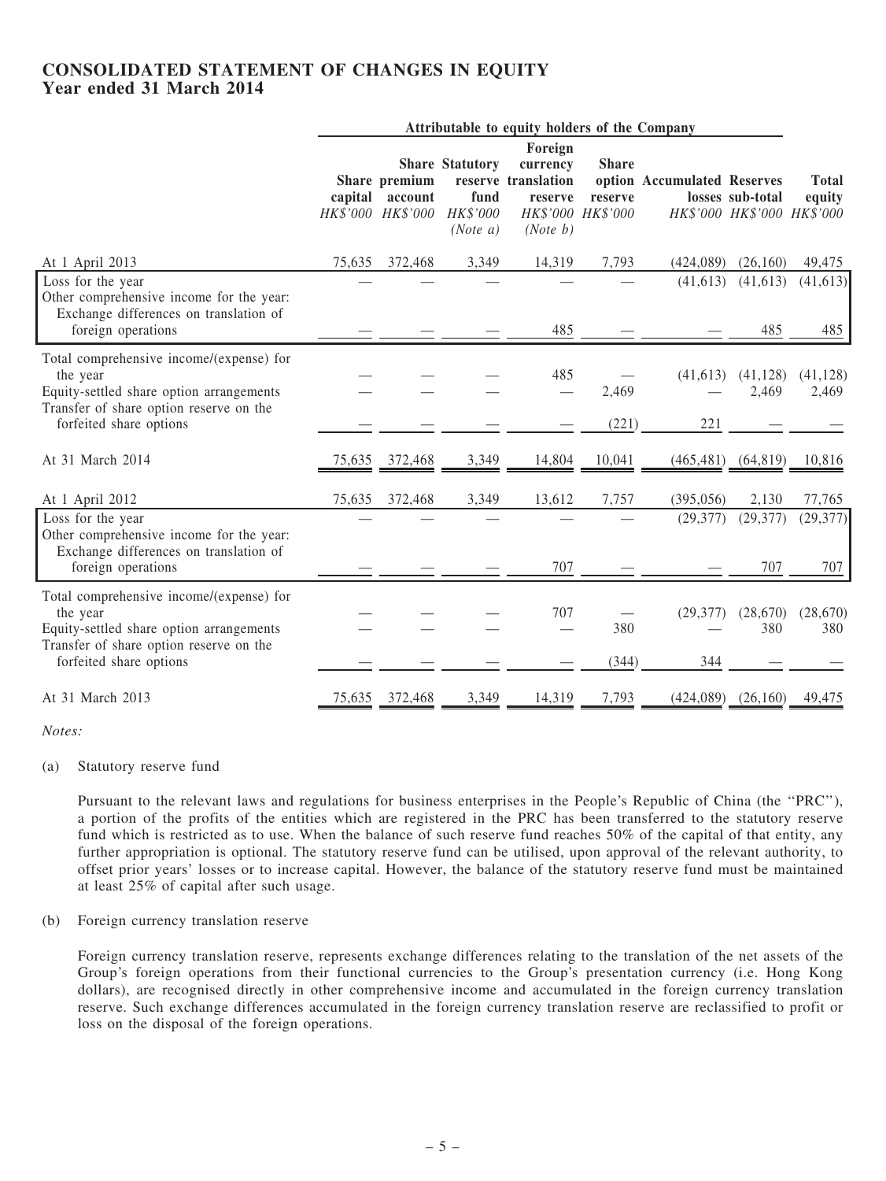# CONSOLIDATED STATEMENT OF CHANGES IN EQUITY
## Year ended 31 March 2014

| | Attributable to equity holders of the Company | | | | | | | |
|---|---|---|---|---|---|---|---|---|
| | Share capital HK$'000 | Share premium account HK$'000 | Statutory reserve fund HK$'000 (Note a) | Foreign currency translation reserve HK$'000 (Note b) | Share option reserve HK$'000 | Accumulated losses HK$'000 | Reserves sub-total HK$'000 | Total equity HK$'000 |
| At 1 April 2013 | 75,635 | 372,468 | 3,349 | 14,319 | 7,793 | (424,089) | (26,160) | 49,475 |
| Loss for the year | — | — | — | — | — | (41,613) | (41,613) | (41,613) |
| Other comprehensive income for the year: Exchange differences on translation of foreign operations | — | — | — | 485 | — | — | 485 | 485 |
| Total comprehensive income/(expense) for the year | — | — | — | 485 | — | (41,613) | (41,128) | (41,128) |
| Equity-settled share option arrangements | — | — | — | — | 2,469 | — | 2,469 | 2,469 |
| Transfer of share option reserve on the forfeited share options | — | — | — | — | (221) | 221 | — | — |
| At 31 March 2014 | 75,635 | 372,468 | 3,349 | 14,804 | 10,041 | (465,481) | (64,819) | 10,816 |
| At 1 April 2012 | 75,635 | 372,468 | 3,349 | 13,612 | 7,757 | (395,056) | 2,130 | 77,765 |
| Loss for the year | — | — | — | — | — | (29,377) | (29,377) | (29,377) |
| Other comprehensive income for the year: Exchange differences on translation of foreign operations | — | — | — | 707 | — | — | 707 | 707 |
| Total comprehensive income/(expense) for the year | — | — | — | 707 | — | (29,377) | (28,670) | (28,670) |
| Equity-settled share option arrangements | — | — | — | — | 380 | — | 380 | 380 |
| Transfer of share option reserve on the forfeited share options | — | — | — | — | (344) | 344 | — | — |
| At 31 March 2013 | 75,635 | 372,468 | 3,349 | 14,319 | 7,793 | (424,089) | (26,160) | 49,475 |

*Notes:*

(a) Statutory reserve fund

Pursuant to the relevant laws and regulations for business enterprises in the People's Republic of China (the "PRC"), a portion of the profits of the entities which are registered in the PRC has been transferred to the statutory reserve fund which is restricted as to use. When the balance of such reserve fund reaches 50% of the capital of that entity, any further appropriation is optional. The statutory reserve fund can be utilised, upon approval of the relevant authority, to offset prior years' losses or to increase capital. However, the balance of the statutory reserve fund must be maintained at least 25% of capital after such usage.

(b) Foreign currency translation reserve

Foreign currency translation reserve, represents exchange differences relating to the translation of the net assets of the Group's foreign operations from their functional currencies to the Group's presentation currency (i.e. Hong Kong dollars), are recognised directly in other comprehensive income and accumulated in the foreign currency translation reserve. Such exchange differences accumulated in the foreign currency translation reserve are reclassified to profit or loss on the disposal of the foreign operations.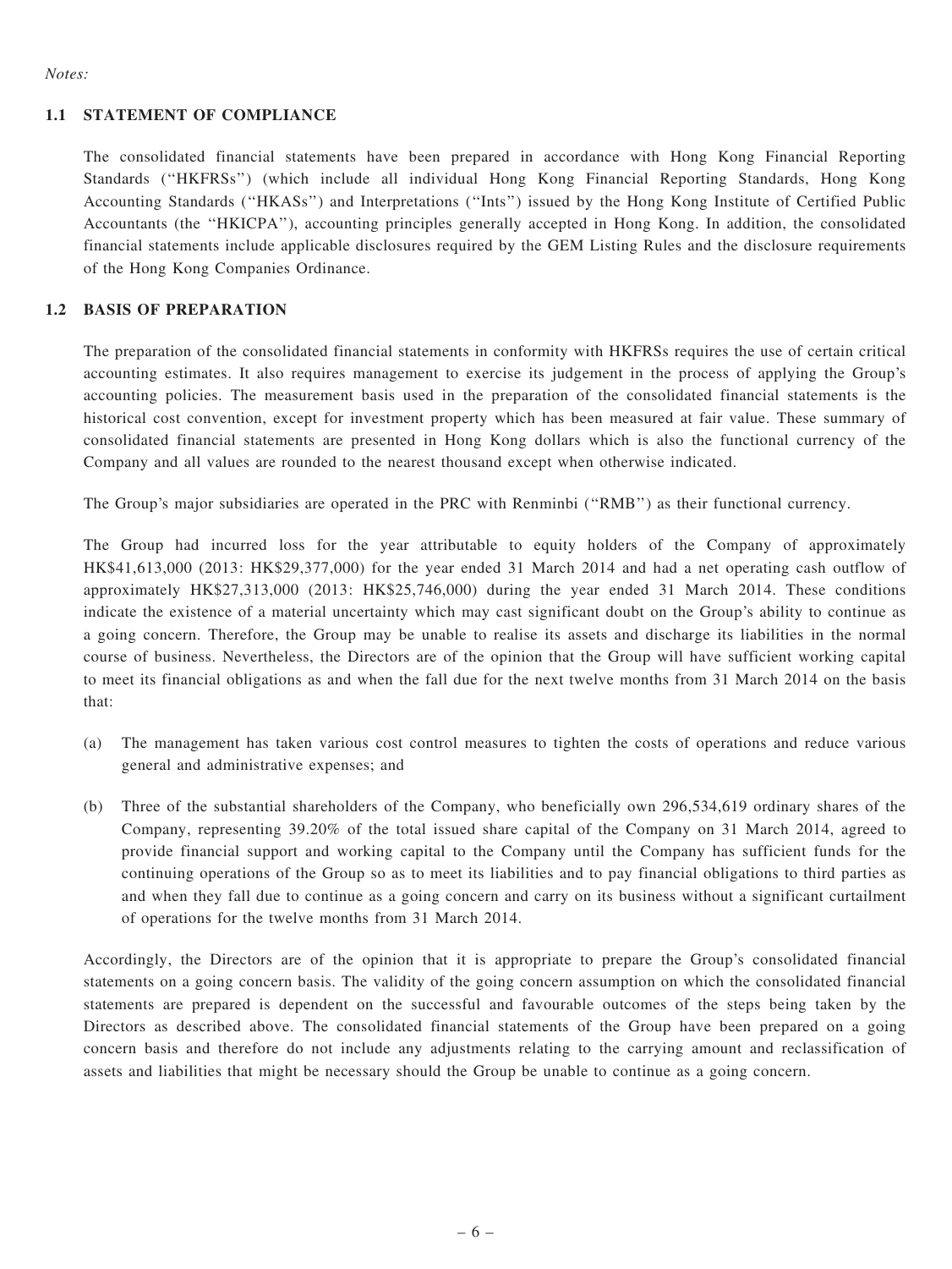*Notes:*

### 1.1 STATEMENT OF COMPLIANCE

The consolidated financial statements have been prepared in accordance with Hong Kong Financial Reporting Standards (''HKFRSs'') (which include all individual Hong Kong Financial Reporting Standards, Hong Kong Accounting Standards (''HKASs'') and Interpretations (''Ints'') issued by the Hong Kong Institute of Certified Public Accountants (the ''HKICPA''), accounting principles generally accepted in Hong Kong. In addition, the consolidated financial statements include applicable disclosures required by the GEM Listing Rules and the disclosure requirements of the Hong Kong Companies Ordinance.

### 1.2 BASIS OF PREPARATION

The preparation of the consolidated financial statements in conformity with HKFRSs requires the use of certain critical accounting estimates. It also requires management to exercise its judgement in the process of applying the Group's accounting policies. The measurement basis used in the preparation of the consolidated financial statements is the historical cost convention, except for investment property which has been measured at fair value. These summary of consolidated financial statements are presented in Hong Kong dollars which is also the functional currency of the Company and all values are rounded to the nearest thousand except when otherwise indicated.

The Group's major subsidiaries are operated in the PRC with Renminbi (''RMB'') as their functional currency.

The Group had incurred loss for the year attributable to equity holders of the Company of approximately HK$41,613,000 (2013: HK$29,377,000) for the year ended 31 March 2014 and had a net operating cash outflow of approximately HK$27,313,000 (2013: HK$25,746,000) during the year ended 31 March 2014. These conditions indicate the existence of a material uncertainty which may cast significant doubt on the Group's ability to continue as a going concern. Therefore, the Group may be unable to realise its assets and discharge its liabilities in the normal course of business. Nevertheless, the Directors are of the opinion that the Group will have sufficient working capital to meet its financial obligations as and when the fall due for the next twelve months from 31 March 2014 on the basis that:

(a) The management has taken various cost control measures to tighten the costs of operations and reduce various general and administrative expenses; and

(b) Three of the substantial shareholders of the Company, who beneficially own 296,534,619 ordinary shares of the Company, representing 39.20% of the total issued share capital of the Company on 31 March 2014, agreed to provide financial support and working capital to the Company until the Company has sufficient funds for the continuing operations of the Group so as to meet its liabilities and to pay financial obligations to third parties as and when they fall due to continue as a going concern and carry on its business without a significant curtailment of operations for the twelve months from 31 March 2014.

Accordingly, the Directors are of the opinion that it is appropriate to prepare the Group's consolidated financial statements on a going concern basis. The validity of the going concern assumption on which the consolidated financial statements are prepared is dependent on the successful and favourable outcomes of the steps being taken by the Directors as described above. The consolidated financial statements of the Group have been prepared on a going concern basis and therefore do not include any adjustments relating to the carrying amount and reclassification of assets and liabilities that might be necessary should the Group be unable to continue as a going concern.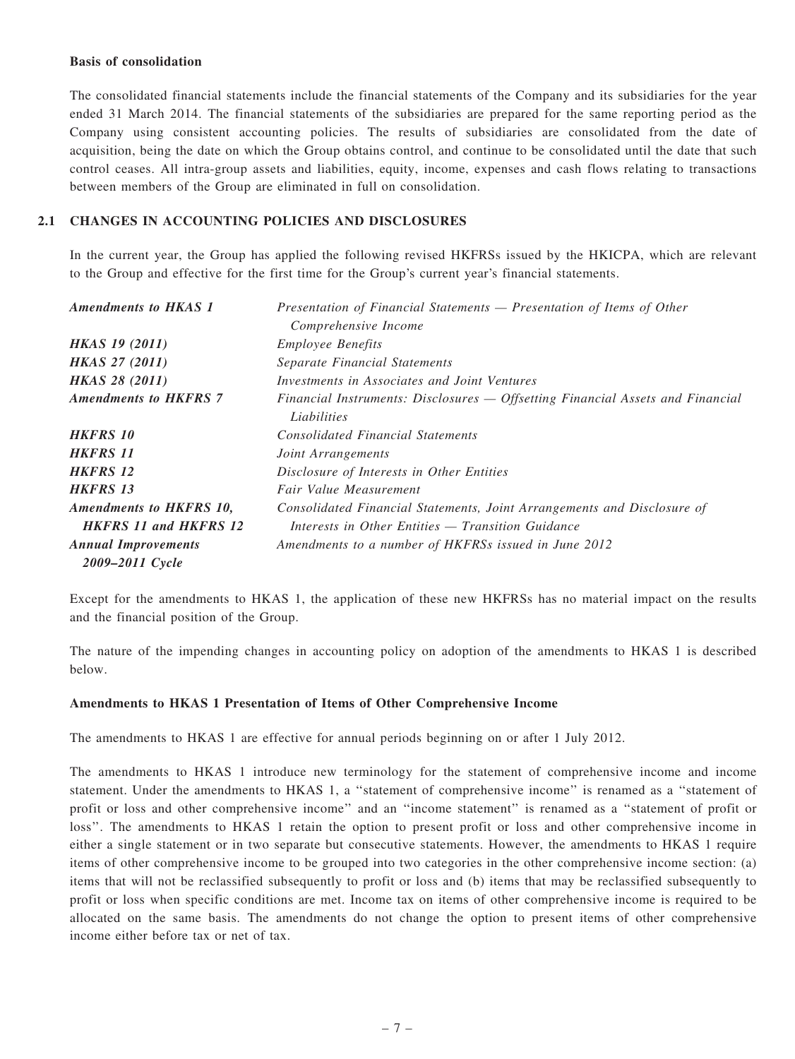**Basis of consolidation**

The consolidated financial statements include the financial statements of the Company and its subsidiaries for the year ended 31 March 2014. The financial statements of the subsidiaries are prepared for the same reporting period as the Company using consistent accounting policies. The results of subsidiaries are consolidated from the date of acquisition, being the date on which the Group obtains control, and continue to be consolidated until the date that such control ceases. All intra-group assets and liabilities, equity, income, expenses and cash flows relating to transactions between members of the Group are eliminated in full on consolidation.

## 2.1 CHANGES IN ACCOUNTING POLICIES AND DISCLOSURES

In the current year, the Group has applied the following revised HKFRSs issued by the HKICPA, which are relevant to the Group and effective for the first time for the Group's current year's financial statements.

| | |
|---|---|
| ***Amendments to HKAS 1*** | *Presentation of Financial Statements — Presentation of Items of Other Comprehensive Income* |
| ***HKAS 19 (2011)*** | *Employee Benefits* |
| ***HKAS 27 (2011)*** | *Separate Financial Statements* |
| ***HKAS 28 (2011)*** | *Investments in Associates and Joint Ventures* |
| ***Amendments to HKFRS 7*** | *Financial Instruments: Disclosures — Offsetting Financial Assets and Financial Liabilities* |
| ***HKFRS 10*** | *Consolidated Financial Statements* |
| ***HKFRS 11*** | *Joint Arrangements* |
| ***HKFRS 12*** | *Disclosure of Interests in Other Entities* |
| ***HKFRS 13*** | *Fair Value Measurement* |
| ***Amendments to HKFRS 10, HKFRS 11 and HKFRS 12*** | *Consolidated Financial Statements, Joint Arrangements and Disclosure of Interests in Other Entities — Transition Guidance* |
| ***Annual Improvements 2009–2011 Cycle*** | *Amendments to a number of HKFRSs issued in June 2012* |

Except for the amendments to HKAS 1, the application of these new HKFRSs has no material impact on the results and the financial position of the Group.

The nature of the impending changes in accounting policy on adoption of the amendments to HKAS 1 is described below.

**Amendments to HKAS 1 Presentation of Items of Other Comprehensive Income**

The amendments to HKAS 1 are effective for annual periods beginning on or after 1 July 2012.

The amendments to HKAS 1 introduce new terminology for the statement of comprehensive income and income statement. Under the amendments to HKAS 1, a "statement of comprehensive income" is renamed as a "statement of profit or loss and other comprehensive income" and an "income statement" is renamed as a "statement of profit or loss". The amendments to HKAS 1 retain the option to present profit or loss and other comprehensive income in either a single statement or in two separate but consecutive statements. However, the amendments to HKAS 1 require items of other comprehensive income to be grouped into two categories in the other comprehensive income section: (a) items that will not be reclassified subsequently to profit or loss and (b) items that may be reclassified subsequently to profit or loss when specific conditions are met. Income tax on items of other comprehensive income is required to be allocated on the same basis. The amendments do not change the option to present items of other comprehensive income either before tax or net of tax.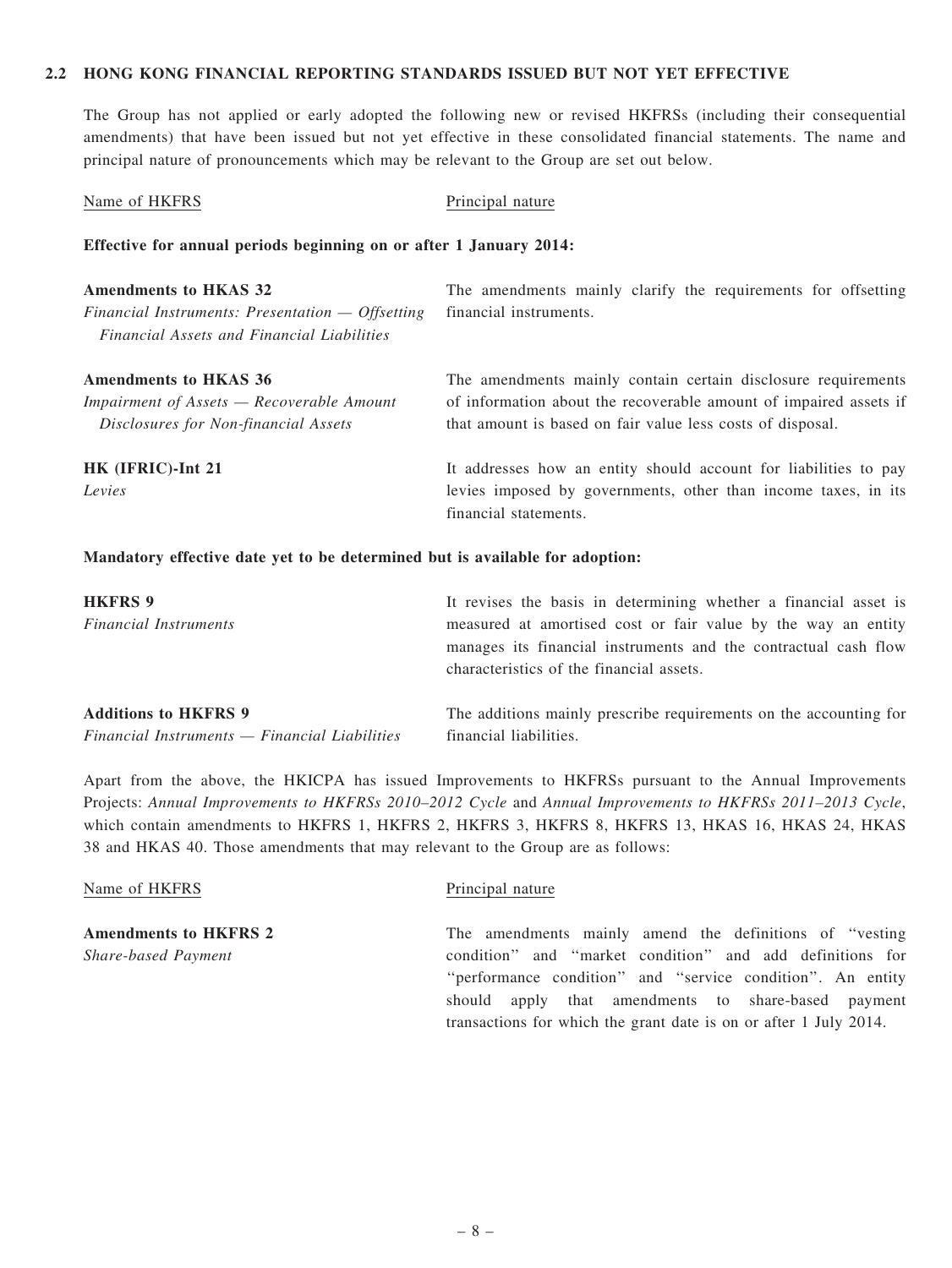### 2.2 HONG KONG FINANCIAL REPORTING STANDARDS ISSUED BUT NOT YET EFFECTIVE

The Group has not applied or early adopted the following new or revised HKFRSs (including their consequential amendments) that have been issued but not yet effective in these consolidated financial statements. The name and principal nature of pronouncements which may be relevant to the Group are set out below.

| Name of HKFRS | Principal nature |
|---|---|
| **Effective for annual periods beginning on or after 1 January 2014:** | |
| **Amendments to HKAS 32** *Financial Instruments: Presentation — Offsetting Financial Assets and Financial Liabilities* | The amendments mainly clarify the requirements for offsetting financial instruments. |
| **Amendments to HKAS 36** *Impairment of Assets — Recoverable Amount Disclosures for Non-financial Assets* | The amendments mainly contain certain disclosure requirements of information about the recoverable amount of impaired assets if that amount is based on fair value less costs of disposal. |
| **HK (IFRIC)-Int 21** *Levies* | It addresses how an entity should account for liabilities to pay levies imposed by governments, other than income taxes, in its financial statements. |
| **Mandatory effective date yet to be determined but is available for adoption:** | |
| **HKFRS 9** *Financial Instruments* | It revises the basis in determining whether a financial asset is measured at amortised cost or fair value by the way an entity manages its financial instruments and the contractual cash flow characteristics of the financial assets. |
| **Additions to HKFRS 9** *Financial Instruments — Financial Liabilities* | The additions mainly prescribe requirements on the accounting for financial liabilities. |

Apart from the above, the HKICPA has issued Improvements to HKFRSs pursuant to the Annual Improvements Projects: *Annual Improvements to HKFRSs 2010–2012 Cycle* and *Annual Improvements to HKFRSs 2011–2013 Cycle*, which contain amendments to HKFRS 1, HKFRS 2, HKFRS 3, HKFRS 8, HKFRS 13, HKAS 16, HKAS 24, HKAS 38 and HKAS 40. Those amendments that may relevant to the Group are as follows:

| Name of HKFRS | Principal nature |
|---|---|
| **Amendments to HKFRS 2** *Share-based Payment* | The amendments mainly amend the definitions of "vesting condition" and "market condition" and add definitions for "performance condition" and "service condition". An entity should apply that amendments to share-based payment transactions for which the grant date is on or after 1 July 2014. |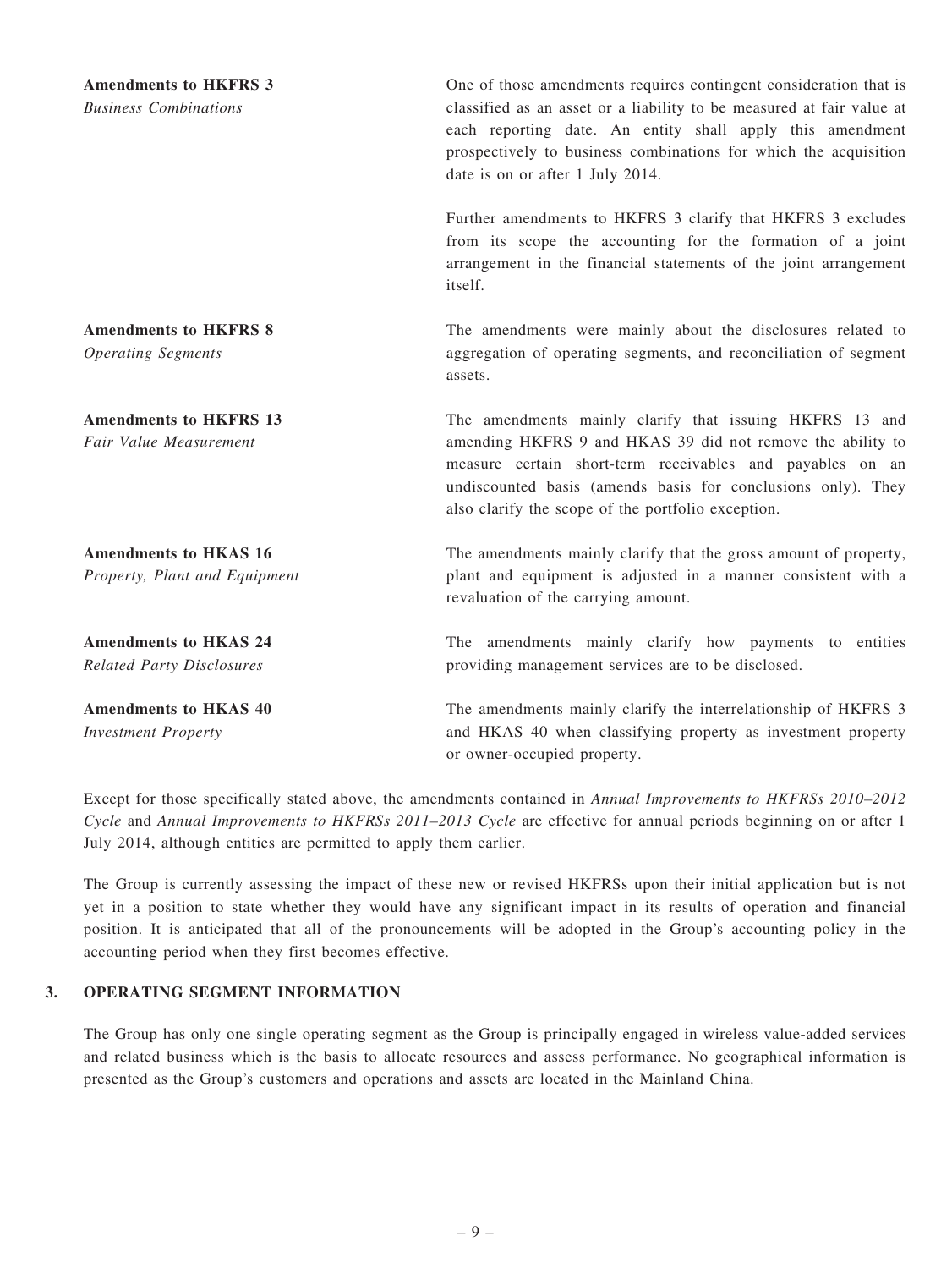**Amendments to HKFRS 3**
*Business Combinations*

One of those amendments requires contingent consideration that is classified as an asset or a liability to be measured at fair value at each reporting date. An entity shall apply this amendment prospectively to business combinations for which the acquisition date is on or after 1 July 2014.

Further amendments to HKFRS 3 clarify that HKFRS 3 excludes from its scope the accounting for the formation of a joint arrangement in the financial statements of the joint arrangement itself.

**Amendments to HKFRS 8**
*Operating Segments*

The amendments were mainly about the disclosures related to aggregation of operating segments, and reconciliation of segment assets.

**Amendments to HKFRS 13**
*Fair Value Measurement*

The amendments mainly clarify that issuing HKFRS 13 and amending HKFRS 9 and HKAS 39 did not remove the ability to measure certain short-term receivables and payables on an undiscounted basis (amends basis for conclusions only). They also clarify the scope of the portfolio exception.

**Amendments to HKAS 16**
*Property, Plant and Equipment*

The amendments mainly clarify that the gross amount of property, plant and equipment is adjusted in a manner consistent with a revaluation of the carrying amount.

**Amendments to HKAS 24**
*Related Party Disclosures*

The amendments mainly clarify how payments to entities providing management services are to be disclosed.

**Amendments to HKAS 40**
*Investment Property*

The amendments mainly clarify the interrelationship of HKFRS 3 and HKAS 40 when classifying property as investment property or owner-occupied property.

Except for those specifically stated above, the amendments contained in *Annual Improvements to HKFRSs 2010–2012 Cycle* and *Annual Improvements to HKFRSs 2011–2013 Cycle* are effective for annual periods beginning on or after 1 July 2014, although entities are permitted to apply them earlier.

The Group is currently assessing the impact of these new or revised HKFRSs upon their initial application but is not yet in a position to state whether they would have any significant impact in its results of operation and financial position. It is anticipated that all of the pronouncements will be adopted in the Group's accounting policy in the accounting period when they first becomes effective.

## 3. OPERATING SEGMENT INFORMATION

The Group has only one single operating segment as the Group is principally engaged in wireless value-added services and related business which is the basis to allocate resources and assess performance. No geographical information is presented as the Group's customers and operations and assets are located in the Mainland China.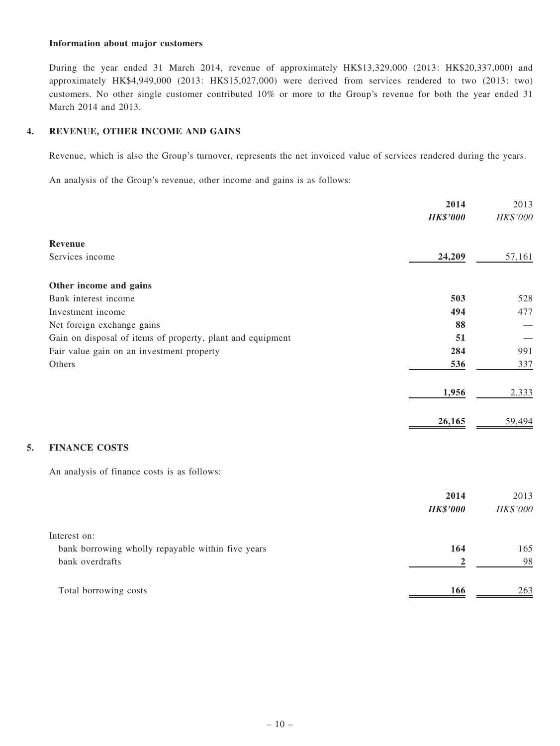**Information about major customers**

During the year ended 31 March 2014, revenue of approximately HK$13,329,000 (2013: HK$20,337,000) and approximately HK$4,949,000 (2013: HK$15,027,000) were derived from services rendered to two (2013: two) customers. No other single customer contributed 10% or more to the Group's revenue for both the year ended 31 March 2014 and 2013.

## 4. REVENUE, OTHER INCOME AND GAINS

Revenue, which is also the Group's turnover, represents the net invoiced value of services rendered during the years.

An analysis of the Group's revenue, other income and gains is as follows:

| | **2014** | 2013 |
|---|---|---|
| | ***HK$'000*** | *HK$'000* |
| **Revenue** | | |
| Services income | **24,209** | 57,161 |
| **Other income and gains** | | |
| Bank interest income | **503** | 528 |
| Investment income | **494** | 477 |
| Net foreign exchange gains | **88** | — |
| Gain on disposal of items of property, plant and equipment | **51** | — |
| Fair value gain on an investment property | **284** | 991 |
| Others | **536** | 337 |
| | **1,956** | 2,333 |
| | **26,165** | 59,494 |

## 5. FINANCE COSTS

An analysis of finance costs is as follows:

| | **2014** | 2013 |
|---|---|---|
| | ***HK$'000*** | *HK$'000* |
| Interest on: | | |
| bank borrowing wholly repayable within five years | **164** | 165 |
| bank overdrafts | **2** | 98 |
| Total borrowing costs | **166** | 263 |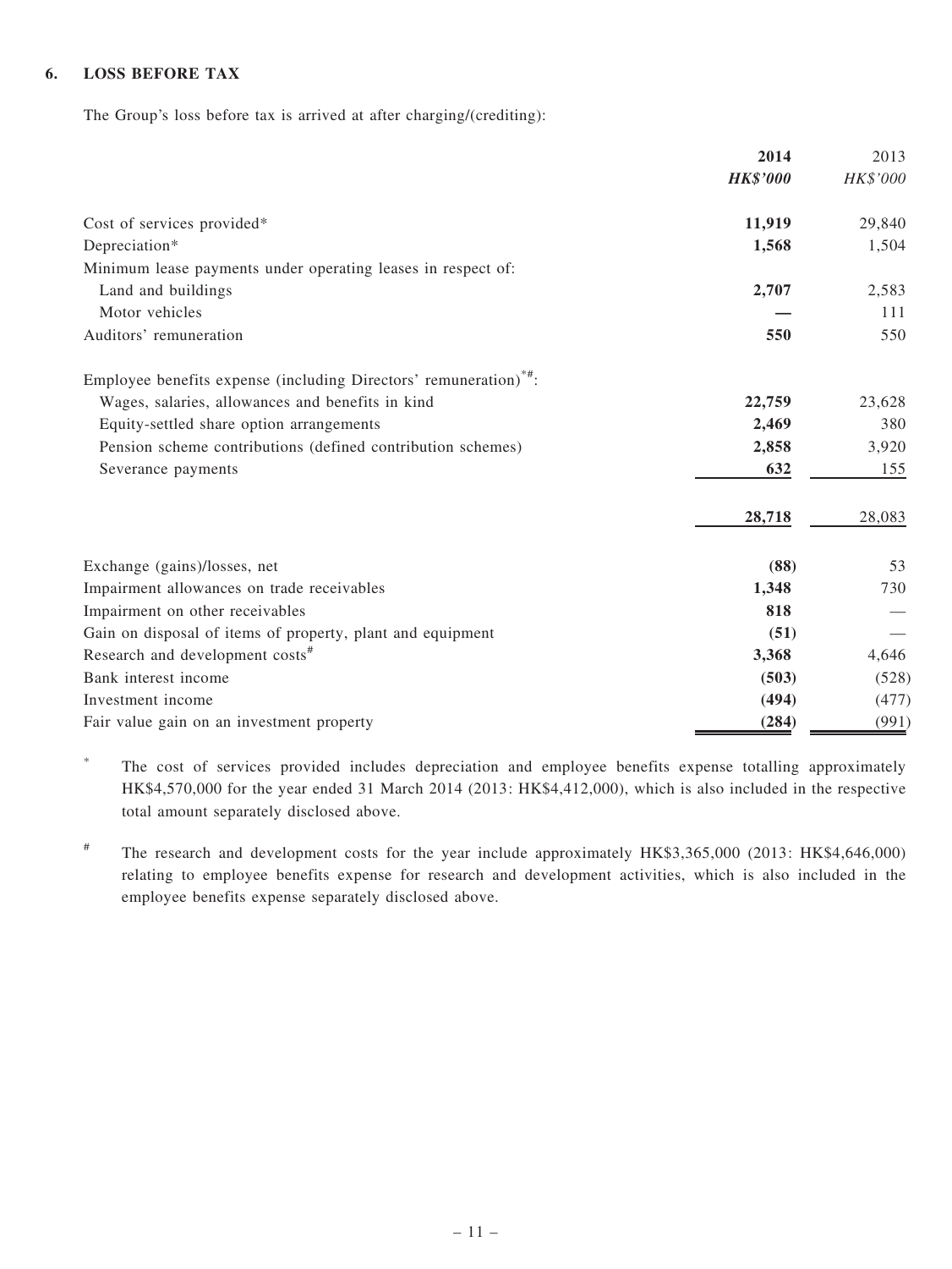## 6. LOSS BEFORE TAX

The Group's loss before tax is arrived at after charging/(crediting):

| | 2014 | 2013 |
|---|---|---|
| | ***HK$'000*** | *HK$'000* |
| Cost of services provided* | **11,919** | 29,840 |
| Depreciation* | **1,568** | 1,504 |
| Minimum lease payments under operating leases in respect of: | | |
| Land and buildings | **2,707** | 2,583 |
| Motor vehicles | **—** | 111 |
| Auditors' remuneration | **550** | 550 |
| Employee benefits expense (including Directors' remuneration)*#: | | |
| Wages, salaries, allowances and benefits in kind | **22,759** | 23,628 |
| Equity-settled share option arrangements | **2,469** | 380 |
| Pension scheme contributions (defined contribution schemes) | **2,858** | 3,920 |
| Severance payments | **632** | 155 |
| | **28,718** | 28,083 |
| Exchange (gains)/losses, net | **(88)** | 53 |
| Impairment allowances on trade receivables | **1,348** | 730 |
| Impairment on other receivables | **818** | — |
| Gain on disposal of items of property, plant and equipment | **(51)** | — |
| Research and development costs# | **3,368** | 4,646 |
| Bank interest income | **(503)** | (528) |
| Investment income | **(494)** | (477) |
| Fair value gain on an investment property | **(284)** | (991) |

\* The cost of services provided includes depreciation and employee benefits expense totalling approximately HK$4,570,000 for the year ended 31 March 2014 (2013: HK$4,412,000), which is also included in the respective total amount separately disclosed above.

\# The research and development costs for the year include approximately HK$3,365,000 (2013: HK$4,646,000) relating to employee benefits expense for research and development activities, which is also included in the employee benefits expense separately disclosed above.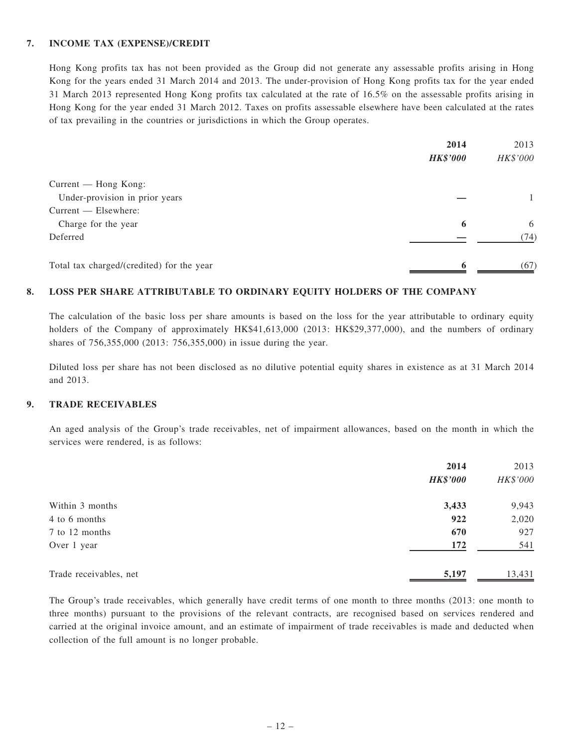## 7. INCOME TAX (EXPENSE)/CREDIT

Hong Kong profits tax has not been provided as the Group did not generate any assessable profits arising in Hong Kong for the years ended 31 March 2014 and 2013. The under-provision of Hong Kong profits tax for the year ended 31 March 2013 represented Hong Kong profits tax calculated at the rate of 16.5% on the assessable profits arising in Hong Kong for the year ended 31 March 2012. Taxes on profits assessable elsewhere have been calculated at the rates of tax prevailing in the countries or jurisdictions in which the Group operates.

| | **2014** | 2013 |
|---|---|---|
| | ***HK$'000*** | *HK$'000* |
| Current — Hong Kong: | | |
| Under-provision in prior years | **—** | 1 |
| Current — Elsewhere: | | |
| Charge for the year | **6** | 6 |
| Deferred | **—** | (74) |
| Total tax charged/(credited) for the year | **6** | (67) |

## 8. LOSS PER SHARE ATTRIBUTABLE TO ORDINARY EQUITY HOLDERS OF THE COMPANY

The calculation of the basic loss per share amounts is based on the loss for the year attributable to ordinary equity holders of the Company of approximately HK$41,613,000 (2013: HK$29,377,000), and the numbers of ordinary shares of 756,355,000 (2013: 756,355,000) in issue during the year.

Diluted loss per share has not been disclosed as no dilutive potential equity shares in existence as at 31 March 2014 and 2013.

## 9. TRADE RECEIVABLES

An aged analysis of the Group's trade receivables, net of impairment allowances, based on the month in which the services were rendered, is as follows:

| | **2014** | 2013 |
|---|---|---|
| | ***HK$'000*** | *HK$'000* |
| Within 3 months | **3,433** | 9,943 |
| 4 to 6 months | **922** | 2,020 |
| 7 to 12 months | **670** | 927 |
| Over 1 year | **172** | 541 |
| Trade receivables, net | **5,197** | 13,431 |

The Group's trade receivables, which generally have credit terms of one month to three months (2013: one month to three months) pursuant to the provisions of the relevant contracts, are recognised based on services rendered and carried at the original invoice amount, and an estimate of impairment of trade receivables is made and deducted when collection of the full amount is no longer probable.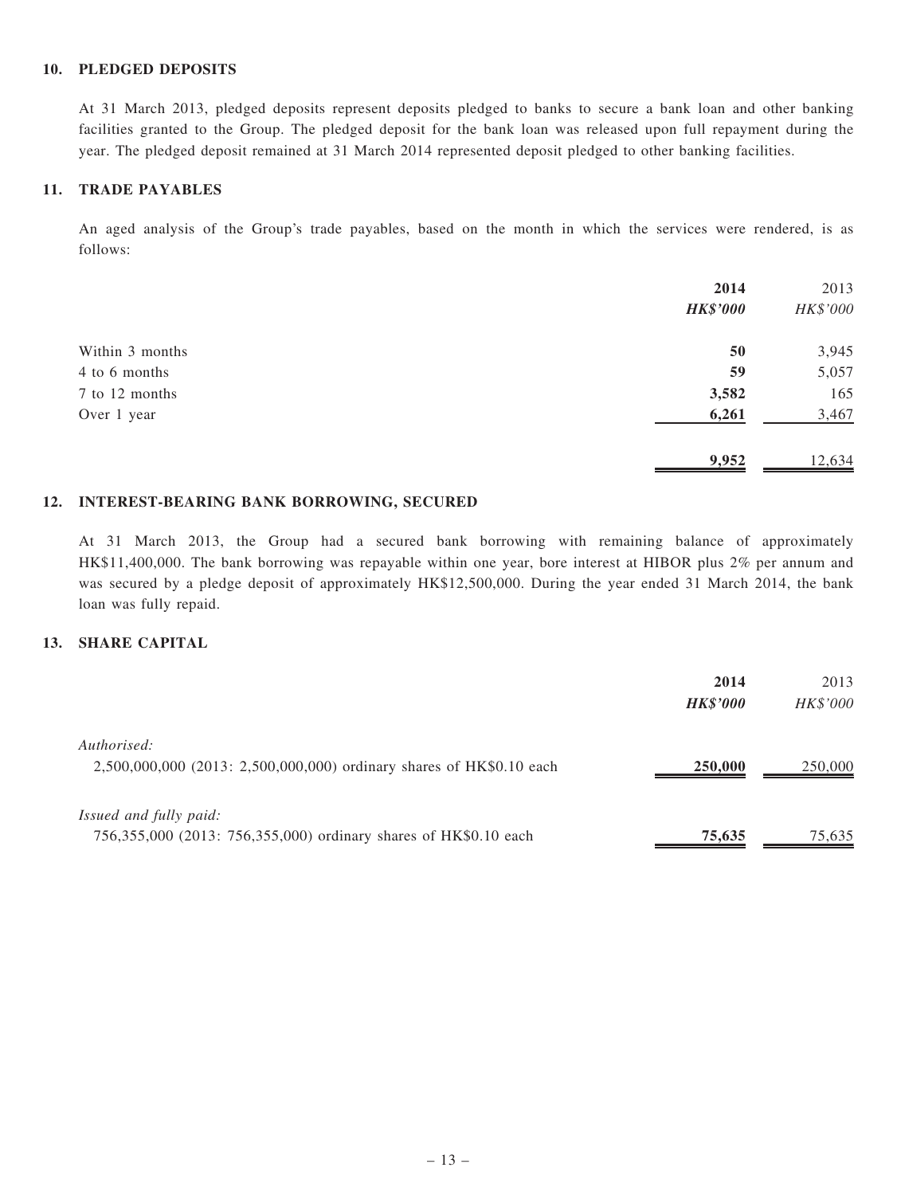## 10. PLEDGED DEPOSITS

At 31 March 2013, pledged deposits represent deposits pledged to banks to secure a bank loan and other banking facilities granted to the Group. The pledged deposit for the bank loan was released upon full repayment during the year. The pledged deposit remained at 31 March 2014 represented deposit pledged to other banking facilities.

## 11. TRADE PAYABLES

An aged analysis of the Group's trade payables, based on the month in which the services were rendered, is as follows:

| | **2014** | 2013 |
|---|---|---|
| | ***HK$'000*** | *HK$'000* |
| Within 3 months | **50** | 3,945 |
| 4 to 6 months | **59** | 5,057 |
| 7 to 12 months | **3,582** | 165 |
| Over 1 year | **6,261** | 3,467 |
| | **9,952** | 12,634 |

## 12. INTEREST-BEARING BANK BORROWING, SECURED

At 31 March 2013, the Group had a secured bank borrowing with remaining balance of approximately HK$11,400,000. The bank borrowing was repayable within one year, bore interest at HIBOR plus 2% per annum and was secured by a pledge deposit of approximately HK$12,500,000. During the year ended 31 March 2014, the bank loan was fully repaid.

## 13. SHARE CAPITAL

| | **2014** | 2013 |
|---|---|---|
| | ***HK$'000*** | *HK$'000* |
| *Authorised:* | | |
| 2,500,000,000 (2013: 2,500,000,000) ordinary shares of HK$0.10 each | **250,000** | 250,000 |
| *Issued and fully paid:* | | |
| 756,355,000 (2013: 756,355,000) ordinary shares of HK$0.10 each | **75,635** | 75,635 |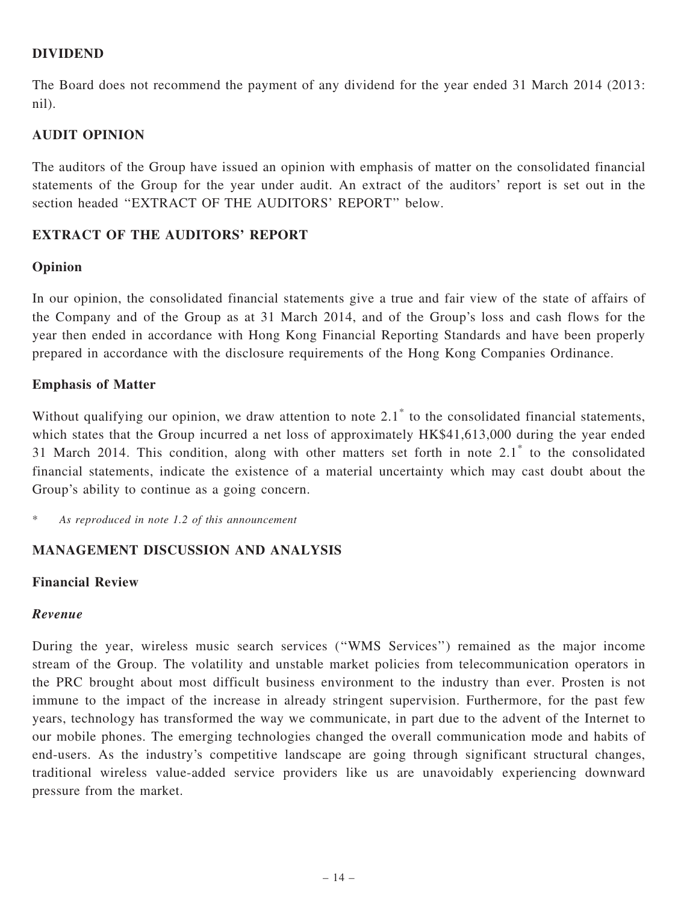## DIVIDEND

The Board does not recommend the payment of any dividend for the year ended 31 March 2014 (2013: nil).

## AUDIT OPINION

The auditors of the Group have issued an opinion with emphasis of matter on the consolidated financial statements of the Group for the year under audit. An extract of the auditors' report is set out in the section headed "EXTRACT OF THE AUDITORS' REPORT" below.

## EXTRACT OF THE AUDITORS' REPORT

### Opinion

In our opinion, the consolidated financial statements give a true and fair view of the state of affairs of the Company and of the Group as at 31 March 2014, and of the Group's loss and cash flows for the year then ended in accordance with Hong Kong Financial Reporting Standards and have been properly prepared in accordance with the disclosure requirements of the Hong Kong Companies Ordinance.

### Emphasis of Matter

Without qualifying our opinion, we draw attention to note 2.1* to the consolidated financial statements, which states that the Group incurred a net loss of approximately HK$41,613,000 during the year ended 31 March 2014. This condition, along with other matters set forth in note 2.1* to the consolidated financial statements, indicate the existence of a material uncertainty which may cast doubt about the Group's ability to continue as a going concern.

\* *As reproduced in note 1.2 of this announcement*

## MANAGEMENT DISCUSSION AND ANALYSIS

### Financial Review

#### *Revenue*

During the year, wireless music search services ("WMS Services") remained as the major income stream of the Group. The volatility and unstable market policies from telecommunication operators in the PRC brought about most difficult business environment to the industry than ever. Prosten is not immune to the impact of the increase in already stringent supervision. Furthermore, for the past few years, technology has transformed the way we communicate, in part due to the advent of the Internet to our mobile phones. The emerging technologies changed the overall communication mode and habits of end-users. As the industry's competitive landscape are going through significant structural changes, traditional wireless value-added service providers like us are unavoidably experiencing downward pressure from the market.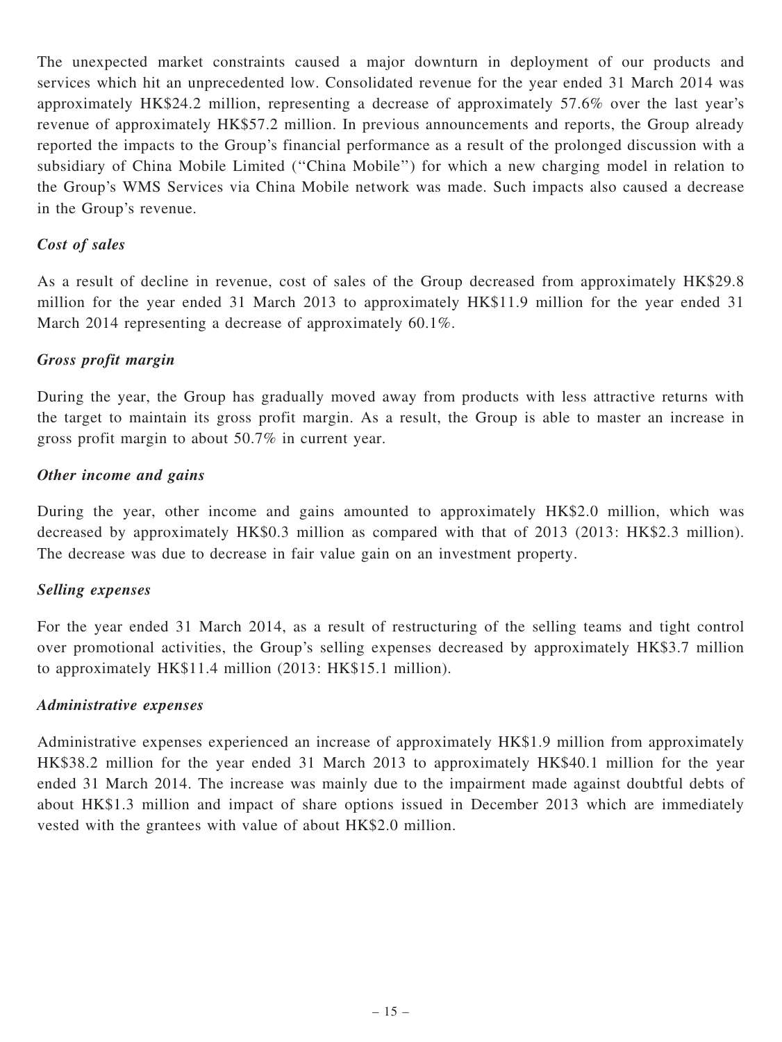The unexpected market constraints caused a major downturn in deployment of our products and services which hit an unprecedented low. Consolidated revenue for the year ended 31 March 2014 was approximately HK$24.2 million, representing a decrease of approximately 57.6% over the last year's revenue of approximately HK$57.2 million. In previous announcements and reports, the Group already reported the impacts to the Group's financial performance as a result of the prolonged discussion with a subsidiary of China Mobile Limited (''China Mobile'') for which a new charging model in relation to the Group's WMS Services via China Mobile network was made. Such impacts also caused a decrease in the Group's revenue.

*Cost of sales*

As a result of decline in revenue, cost of sales of the Group decreased from approximately HK$29.8 million for the year ended 31 March 2013 to approximately HK$11.9 million for the year ended 31 March 2014 representing a decrease of approximately 60.1%.

*Gross profit margin*

During the year, the Group has gradually moved away from products with less attractive returns with the target to maintain its gross profit margin. As a result, the Group is able to master an increase in gross profit margin to about 50.7% in current year.

*Other income and gains*

During the year, other income and gains amounted to approximately HK$2.0 million, which was decreased by approximately HK$0.3 million as compared with that of 2013 (2013: HK$2.3 million). The decrease was due to decrease in fair value gain on an investment property.

*Selling expenses*

For the year ended 31 March 2014, as a result of restructuring of the selling teams and tight control over promotional activities, the Group's selling expenses decreased by approximately HK$3.7 million to approximately HK$11.4 million (2013: HK$15.1 million).

*Administrative expenses*

Administrative expenses experienced an increase of approximately HK$1.9 million from approximately HK$38.2 million for the year ended 31 March 2013 to approximately HK$40.1 million for the year ended 31 March 2014. The increase was mainly due to the impairment made against doubtful debts of about HK$1.3 million and impact of share options issued in December 2013 which are immediately vested with the grantees with value of about HK$2.0 million.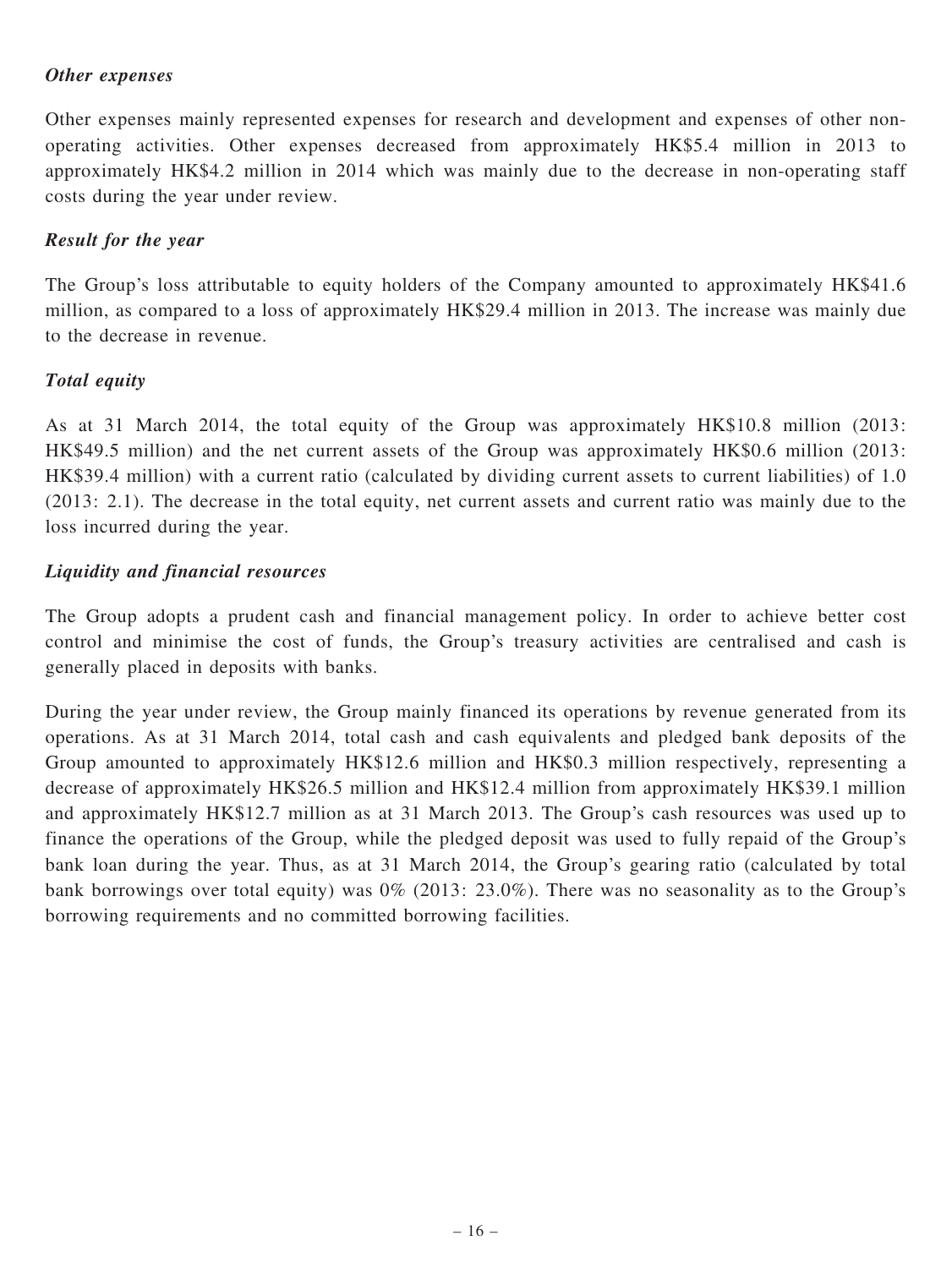### *Other expenses*

Other expenses mainly represented expenses for research and development and expenses of other non-operating activities. Other expenses decreased from approximately HK$5.4 million in 2013 to approximately HK$4.2 million in 2014 which was mainly due to the decrease in non-operating staff costs during the year under review.

### *Result for the year*

The Group's loss attributable to equity holders of the Company amounted to approximately HK$41.6 million, as compared to a loss of approximately HK$29.4 million in 2013. The increase was mainly due to the decrease in revenue.

### *Total equity*

As at 31 March 2014, the total equity of the Group was approximately HK$10.8 million (2013: HK$49.5 million) and the net current assets of the Group was approximately HK$0.6 million (2013: HK$39.4 million) with a current ratio (calculated by dividing current assets to current liabilities) of 1.0 (2013: 2.1). The decrease in the total equity, net current assets and current ratio was mainly due to the loss incurred during the year.

### *Liquidity and financial resources*

The Group adopts a prudent cash and financial management policy. In order to achieve better cost control and minimise the cost of funds, the Group's treasury activities are centralised and cash is generally placed in deposits with banks.

During the year under review, the Group mainly financed its operations by revenue generated from its operations. As at 31 March 2014, total cash and cash equivalents and pledged bank deposits of the Group amounted to approximately HK$12.6 million and HK$0.3 million respectively, representing a decrease of approximately HK$26.5 million and HK$12.4 million from approximately HK$39.1 million and approximately HK$12.7 million as at 31 March 2013. The Group's cash resources was used up to finance the operations of the Group, while the pledged deposit was used to fully repaid of the Group's bank loan during the year. Thus, as at 31 March 2014, the Group's gearing ratio (calculated by total bank borrowings over total equity) was 0% (2013: 23.0%). There was no seasonality as to the Group's borrowing requirements and no committed borrowing facilities.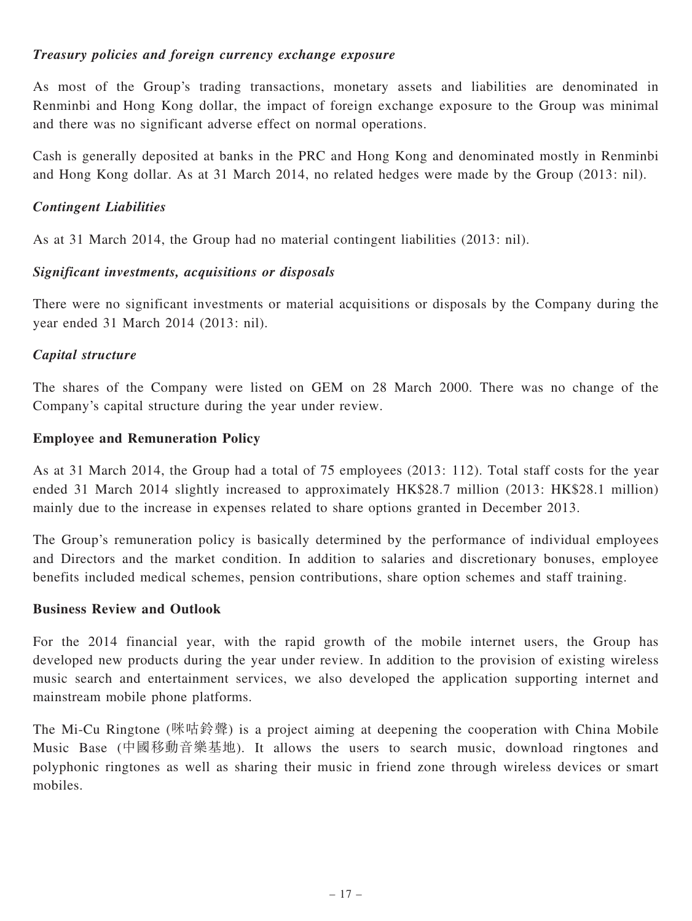*Treasury policies and foreign currency exchange exposure*

As most of the Group's trading transactions, monetary assets and liabilities are denominated in Renminbi and Hong Kong dollar, the impact of foreign exchange exposure to the Group was minimal and there was no significant adverse effect on normal operations.

Cash is generally deposited at banks in the PRC and Hong Kong and denominated mostly in Renminbi and Hong Kong dollar. As at 31 March 2014, no related hedges were made by the Group (2013: nil).

*Contingent Liabilities*

As at 31 March 2014, the Group had no material contingent liabilities (2013: nil).

*Significant investments, acquisitions or disposals*

There were no significant investments or material acquisitions or disposals by the Company during the year ended 31 March 2014 (2013: nil).

*Capital structure*

The shares of the Company were listed on GEM on 28 March 2000. There was no change of the Company's capital structure during the year under review.

**Employee and Remuneration Policy**

As at 31 March 2014, the Group had a total of 75 employees (2013: 112). Total staff costs for the year ended 31 March 2014 slightly increased to approximately HK$28.7 million (2013: HK$28.1 million) mainly due to the increase in expenses related to share options granted in December 2013.

The Group's remuneration policy is basically determined by the performance of individual employees and Directors and the market condition. In addition to salaries and discretionary bonuses, employee benefits included medical schemes, pension contributions, share option schemes and staff training.

**Business Review and Outlook**

For the 2014 financial year, with the rapid growth of the mobile internet users, the Group has developed new products during the year under review. In addition to the provision of existing wireless music search and entertainment services, we also developed the application supporting internet and mainstream mobile phone platforms.

The Mi-Cu Ringtone (咪咕鈴聲) is a project aiming at deepening the cooperation with China Mobile Music Base (中國移動音樂基地). It allows the users to search music, download ringtones and polyphonic ringtones as well as sharing their music in friend zone through wireless devices or smart mobiles.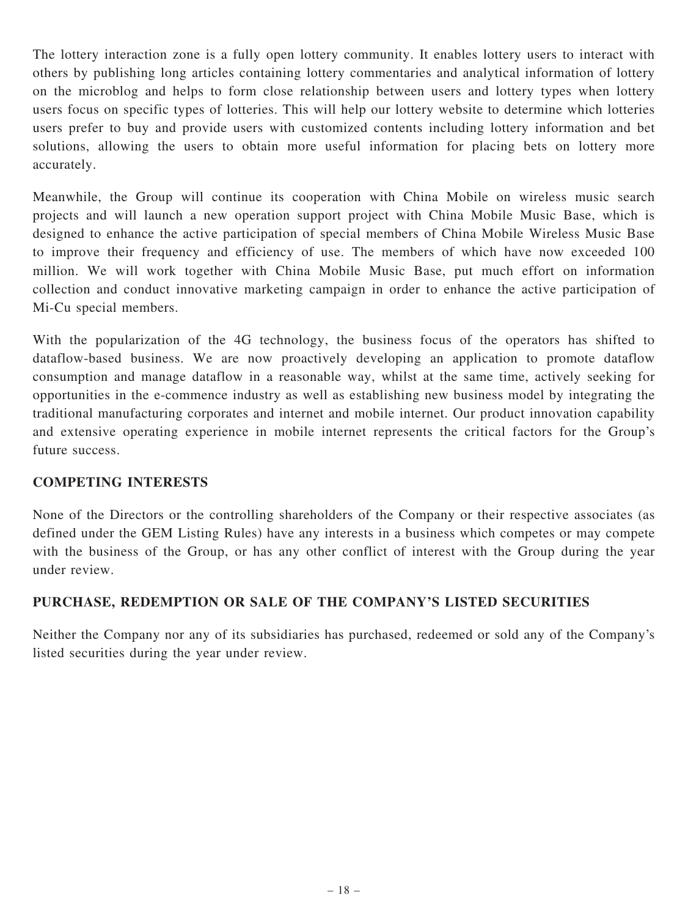The lottery interaction zone is a fully open lottery community. It enables lottery users to interact with others by publishing long articles containing lottery commentaries and analytical information of lottery on the microblog and helps to form close relationship between users and lottery types when lottery users focus on specific types of lotteries. This will help our lottery website to determine which lotteries users prefer to buy and provide users with customized contents including lottery information and bet solutions, allowing the users to obtain more useful information for placing bets on lottery more accurately.

Meanwhile, the Group will continue its cooperation with China Mobile on wireless music search projects and will launch a new operation support project with China Mobile Music Base, which is designed to enhance the active participation of special members of China Mobile Wireless Music Base to improve their frequency and efficiency of use. The members of which have now exceeded 100 million. We will work together with China Mobile Music Base, put much effort on information collection and conduct innovative marketing campaign in order to enhance the active participation of Mi-Cu special members.

With the popularization of the 4G technology, the business focus of the operators has shifted to dataflow-based business. We are now proactively developing an application to promote dataflow consumption and manage dataflow in a reasonable way, whilst at the same time, actively seeking for opportunities in the e-commence industry as well as establishing new business model by integrating the traditional manufacturing corporates and internet and mobile internet. Our product innovation capability and extensive operating experience in mobile internet represents the critical factors for the Group's future success.

## COMPETING INTERESTS

None of the Directors or the controlling shareholders of the Company or their respective associates (as defined under the GEM Listing Rules) have any interests in a business which competes or may compete with the business of the Group, or has any other conflict of interest with the Group during the year under review.

## PURCHASE, REDEMPTION OR SALE OF THE COMPANY'S LISTED SECURITIES

Neither the Company nor any of its subsidiaries has purchased, redeemed or sold any of the Company's listed securities during the year under review.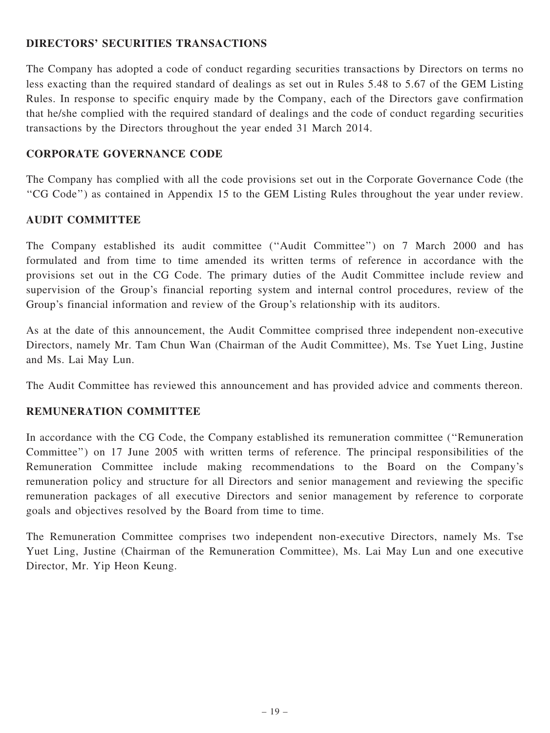## DIRECTORS' SECURITIES TRANSACTIONS

The Company has adopted a code of conduct regarding securities transactions by Directors on terms no less exacting than the required standard of dealings as set out in Rules 5.48 to 5.67 of the GEM Listing Rules. In response to specific enquiry made by the Company, each of the Directors gave confirmation that he/she complied with the required standard of dealings and the code of conduct regarding securities transactions by the Directors throughout the year ended 31 March 2014.

## CORPORATE GOVERNANCE CODE

The Company has complied with all the code provisions set out in the Corporate Governance Code (the "CG Code") as contained in Appendix 15 to the GEM Listing Rules throughout the year under review.

## AUDIT COMMITTEE

The Company established its audit committee ("Audit Committee") on 7 March 2000 and has formulated and from time to time amended its written terms of reference in accordance with the provisions set out in the CG Code. The primary duties of the Audit Committee include review and supervision of the Group's financial reporting system and internal control procedures, review of the Group's financial information and review of the Group's relationship with its auditors.

As at the date of this announcement, the Audit Committee comprised three independent non-executive Directors, namely Mr. Tam Chun Wan (Chairman of the Audit Committee), Ms. Tse Yuet Ling, Justine and Ms. Lai May Lun.

The Audit Committee has reviewed this announcement and has provided advice and comments thereon.

## REMUNERATION COMMITTEE

In accordance with the CG Code, the Company established its remuneration committee ("Remuneration Committee") on 17 June 2005 with written terms of reference. The principal responsibilities of the Remuneration Committee include making recommendations to the Board on the Company's remuneration policy and structure for all Directors and senior management and reviewing the specific remuneration packages of all executive Directors and senior management by reference to corporate goals and objectives resolved by the Board from time to time.

The Remuneration Committee comprises two independent non-executive Directors, namely Ms. Tse Yuet Ling, Justine (Chairman of the Remuneration Committee), Ms. Lai May Lun and one executive Director, Mr. Yip Heon Keung.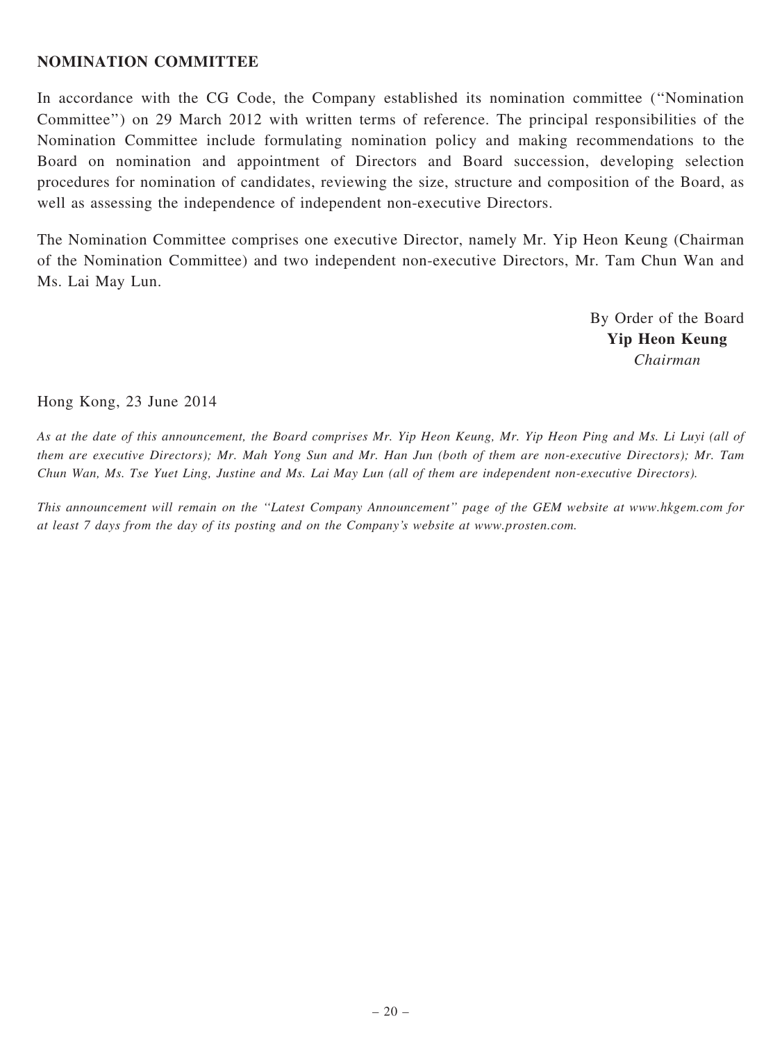## NOMINATION COMMITTEE

In accordance with the CG Code, the Company established its nomination committee (''Nomination Committee'') on 29 March 2012 with written terms of reference. The principal responsibilities of the Nomination Committee include formulating nomination policy and making recommendations to the Board on nomination and appointment of Directors and Board succession, developing selection procedures for nomination of candidates, reviewing the size, structure and composition of the Board, as well as assessing the independence of independent non-executive Directors.

The Nomination Committee comprises one executive Director, namely Mr. Yip Heon Keung (Chairman of the Nomination Committee) and two independent non-executive Directors, Mr. Tam Chun Wan and Ms. Lai May Lun.

By Order of the Board
**Yip Heon Keung**
*Chairman*

Hong Kong, 23 June 2014

*As at the date of this announcement, the Board comprises Mr. Yip Heon Keung, Mr. Yip Heon Ping and Ms. Li Luyi (all of them are executive Directors); Mr. Mah Yong Sun and Mr. Han Jun (both of them are non-executive Directors); Mr. Tam Chun Wan, Ms. Tse Yuet Ling, Justine and Ms. Lai May Lun (all of them are independent non-executive Directors).*

*This announcement will remain on the ''Latest Company Announcement'' page of the GEM website at www.hkgem.com for at least 7 days from the day of its posting and on the Company's website at www.prosten.com.*